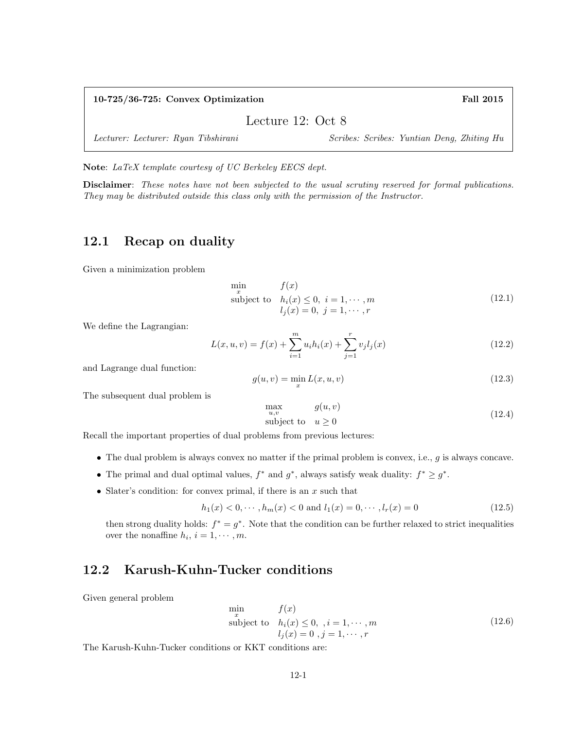**10-725/36-725: Convex Optimization** **Fall 2015**

# Lecture 12: Oct 8

*Lecturer: Lecturer: Ryan Tibshirani* *Scribes: Scribes: Yuntian Deng, Zhiting Hu*

**Note**: *LaTeX template courtesy of UC Berkeley EECS dept.*

**Disclaimer**: *These notes have not been subjected to the usual scrutiny reserved for formal publications. They may be distributed outside this class only with the permission of the Instructor.*

## 12.1 Recap on duality

Given a minimization problem

$$\begin{aligned} \min_x \quad & f(x) \\ \text{subject to} \quad & h_i(x) \leq 0, \ i = 1, \cdots, m \\ & l_j(x) = 0, \ j = 1, \cdots, r \end{aligned} \tag{12.1}$$

We define the Lagrangian:

$$L(x, u, v) = f(x) + \sum_{i=1}^{m} u_i h_i(x) + \sum_{j=1}^{r} v_j l_j(x) \tag{12.2}$$

and Lagrange dual function:

$$g(u, v) = \min_x L(x, u, v) \tag{12.3}$$

The subsequent dual problem is

$$\begin{aligned} \max_{u,v} \quad & g(u, v) \\ \text{subject to} \quad & u \geq 0 \end{aligned} \tag{12.4}$$

Recall the important properties of dual problems from previous lectures:

- The dual problem is always convex no matter if the primal problem is convex, i.e., $g$ is always concave.
- The primal and dual optimal values, $f^*$ and $g^*$, always satisfy weak duality: $f^* \geq g^*$.
- Slater's condition: for convex primal, if there is an $x$ such that

$$h_1(x) < 0, \cdots, h_m(x) < 0 \text{ and } l_1(x) = 0, \cdots, l_r(x) = 0 \tag{12.5}$$

  then strong duality holds: $f^* = g^*$. Note that the condition can be further relaxed to strict inequalities over the nonaffine $h_i$, $i = 1, \cdots, m$.

## 12.2 Karush-Kuhn-Tucker conditions

Given general problem

$$\begin{aligned} \min_x \quad & f(x) \\ \text{subject to} \quad & h_i(x) \leq 0, \ , i = 1, \cdots, m \\ & l_j(x) = 0 \ , j = 1, \cdots, r \end{aligned} \tag{12.6}$$

The Karush-Kuhn-Tucker conditions or KKT conditions are: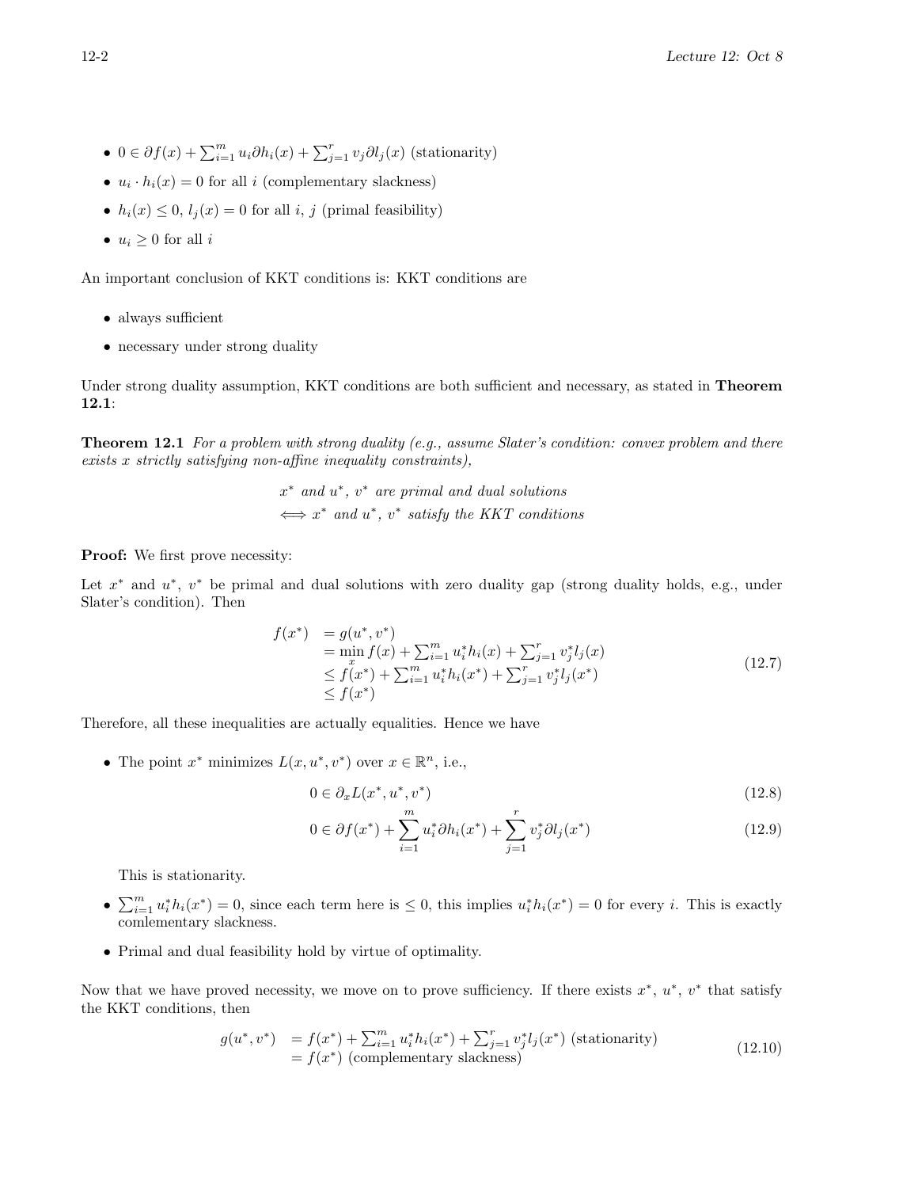- $0 \in \partial f(x) + \sum_{i=1}^{m} u_i \partial h_i(x) + \sum_{j=1}^{r} v_j \partial l_j(x)$ (stationarity)
- $u_i \cdot h_i(x) = 0$ for all $i$ (complementary slackness)
- $h_i(x) \leq 0$, $l_j(x) = 0$ for all $i$, $j$ (primal feasibility)
- $u_i \geq 0$ for all $i$

An important conclusion of KKT conditions is: KKT conditions are

- always sufficient
- necessary under strong duality

Under strong duality assumption, KKT conditions are both sufficient and necessary, as stated in **Theorem 12.1**:

**Theorem 12.1** *For a problem with strong duality (e.g., assume Slater's condition: convex problem and there exists $x$ strictly satisfying non-affine inequality constraints),*

$$
\begin{aligned}
&x^* \text{ and } u^*,\ v^* \text{ are primal and dual solutions} \\
\Longleftrightarrow\ &x^* \text{ and } u^*,\ v^* \text{ satisfy the KKT conditions}
\end{aligned}
$$

**Proof:** We first prove necessity:

Let $x^*$ and $u^*$, $v^*$ be primal and dual solutions with zero duality gap (strong duality holds, e.g., under Slater's condition). Then

$$
\begin{aligned}
f(x^*) &= g(u^*, v^*) \\
&= \min_x f(x) + \textstyle\sum_{i=1}^{m} u_i^* h_i(x) + \sum_{j=1}^{r} v_j^* l_j(x) \\
&\leq f(x^*) + \textstyle\sum_{i=1}^{m} u_i^* h_i(x^*) + \sum_{j=1}^{r} v_j^* l_j(x^*) \\
&\leq f(x^*)
\end{aligned}
\tag{12.7}
$$

Therefore, all these inequalities are actually equalities. Hence we have

- The point $x^*$ minimizes $L(x, u^*, v^*)$ over $x \in \mathbb{R}^n$, i.e.,

$$
0 \in \partial_x L(x^*, u^*, v^*) \tag{12.8}
$$

$$
0 \in \partial f(x^*) + \sum_{i=1}^{m} u_i^* \partial h_i(x^*) + \sum_{j=1}^{r} v_j^* \partial l_j(x^*) \tag{12.9}
$$

  This is stationarity.

- $\sum_{i=1}^{m} u_i^* h_i(x^*) = 0$, since each term here is $\leq 0$, this implies $u_i^* h_i(x^*) = 0$ for every $i$. This is exactly comlementary slackness.

- Primal and dual feasibility hold by virtue of optimality.

Now that we have proved necessity, we move on to prove sufficiency. If there exists $x^*$, $u^*$, $v^*$ that satisfy the KKT conditions, then

$$
\begin{aligned}
g(u^*, v^*) &= f(x^*) + \textstyle\sum_{i=1}^{m} u_i^* h_i(x^*) + \sum_{j=1}^{r} v_j^* l_j(x^*) \text{ (stationarity)} \\
&= f(x^*) \text{ (complementary slackness)}
\end{aligned}
\tag{12.10}
$$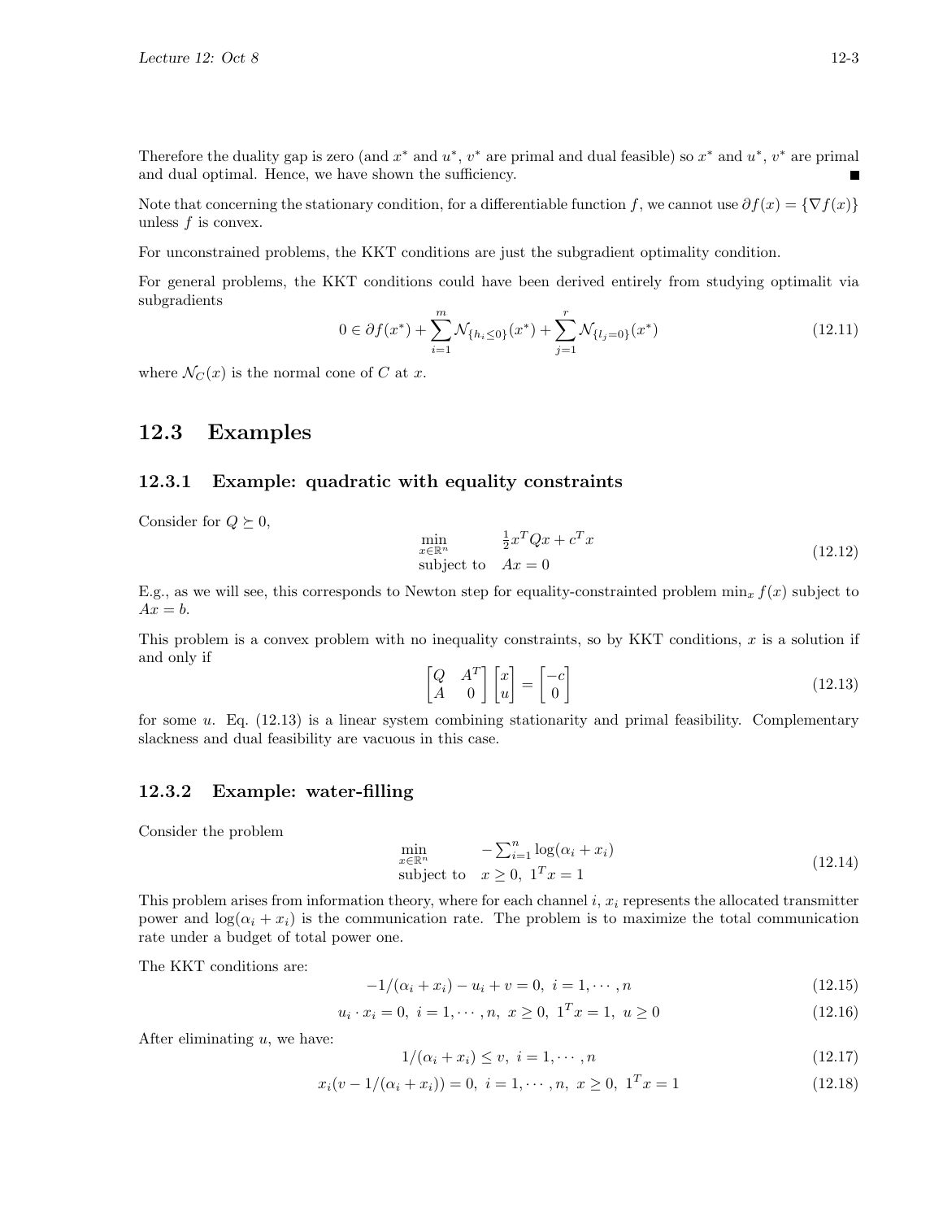Therefore the duality gap is zero (and $x^*$ and $u^*$, $v^*$ are primal and dual feasible) so $x^*$ and $u^*$, $v^*$ are primal and dual optimal. Hence, we have shown the sufficiency. ■

Note that concerning the stationary condition, for a differentiable function $f$, we cannot use $\partial f(x) = \{\nabla f(x)\}$ unless $f$ is convex.

For unconstrained problems, the KKT conditions are just the subgradient optimality condition.

For general problems, the KKT conditions could have been derived entirely from studying optimalit via subgradients

$$0 \in \partial f(x^*) + \sum_{i=1}^{m} \mathcal{N}_{\{h_i \le 0\}}(x^*) + \sum_{j=1}^{r} \mathcal{N}_{\{l_j = 0\}}(x^*) \tag{12.11}$$

where $\mathcal{N}_C(x)$ is the normal cone of $C$ at $x$.

## 12.3 Examples

### 12.3.1 Example: quadratic with equality constraints

Consider for $Q \succeq 0$,

$$\begin{array}{ll} \min\limits_{x \in \mathbb{R}^n} & \frac{1}{2} x^T Q x + c^T x \\ \text{subject to} & Ax = 0 \end{array} \tag{12.12}$$

E.g., as we will see, this corresponds to Newton step for equality-constrainted problem $\min_x f(x)$ subject to $Ax = b$.

This problem is a convex problem with no inequality constraints, so by KKT conditions, $x$ is a solution if and only if

$$\begin{bmatrix} Q & A^T \\ A & 0 \end{bmatrix} \begin{bmatrix} x \\ u \end{bmatrix} = \begin{bmatrix} -c \\ 0 \end{bmatrix} \tag{12.13}$$

for some $u$. Eq. (12.13) is a linear system combining stationarity and primal feasibility. Complementary slackness and dual feasibility are vacuous in this case.

### 12.3.2 Example: water-filling

Consider the problem

$$\begin{array}{ll} \min\limits_{x \in \mathbb{R}^n} & -\sum_{i=1}^{n} \log(\alpha_i + x_i) \\ \text{subject to} & x \ge 0, \ 1^T x = 1 \end{array} \tag{12.14}$$

This problem arises from information theory, where for each channel $i$, $x_i$ represents the allocated transmitter power and $\log(\alpha_i + x_i)$ is the communication rate. The problem is to maximize the total communication rate under a budget of total power one.

The KKT conditions are:

$$-1/(\alpha_i + x_i) - u_i + v = 0, \ i = 1, \cdots, n \tag{12.15}$$

$$u_i \cdot x_i = 0, \ i = 1, \cdots, n, \ x \ge 0, \ 1^T x = 1, \ u \ge 0 \tag{12.16}$$

After eliminating $u$, we have:

$$1/(\alpha_i + x_i) \le v, \ i = 1, \cdots, n \tag{12.17}$$

$$x_i(v - 1/(\alpha_i + x_i)) = 0, \ i = 1, \cdots, n, \ x \ge 0, \ 1^T x = 1 \tag{12.18}$$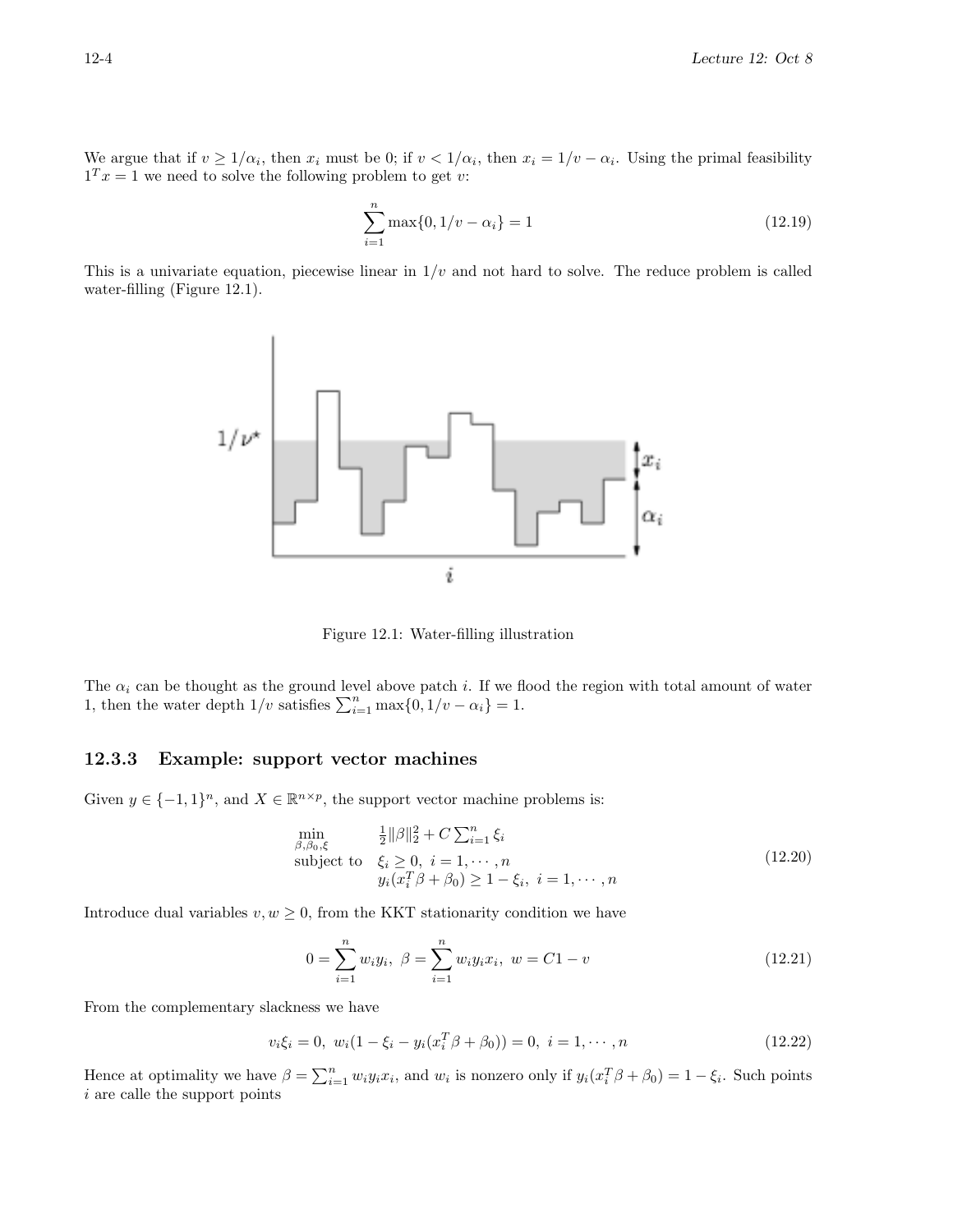We argue that if $v \geq 1/\alpha_i$, then $x_i$ must be 0; if $v < 1/\alpha_i$, then $x_i = 1/v - \alpha_i$. Using the primal feasibility $1^T x = 1$ we need to solve the following problem to get $v$:

$$\sum_{i=1}^{n} \max\{0, 1/v - \alpha_i\} = 1 \tag{12.19}$$

This is a univariate equation, piecewise linear in $1/v$ and not hard to solve. The reduce problem is called water-filling (Figure 12.1).

Figure 12.1: Water-filling illustration

The $\alpha_i$ can be thought as the ground level above patch $i$. If we flood the region with total amount of water 1, then the water depth $1/v$ satisfies $\sum_{i=1}^{n} \max\{0, 1/v - \alpha_i\} = 1$.

### 12.3.3 Example: support vector machines

Given $y \in \{-1, 1\}^n$, and $X \in \mathbb{R}^{n \times p}$, the support vector machine problems is:

$$\begin{array}{ll} \min\limits_{\beta, \beta_0, \xi} & \frac{1}{2}\|\beta\|_2^2 + C\sum_{i=1}^{n} \xi_i \\ \text{subject to} & \xi_i \geq 0, \ i = 1, \cdots, n \\ & y_i(x_i^T \beta + \beta_0) \geq 1 - \xi_i, \ i = 1, \cdots, n \end{array} \tag{12.20}$$

Introduce dual variables $v, w \geq 0$, from the KKT stationarity condition we have

$$0 = \sum_{i=1}^{n} w_i y_i, \ \beta = \sum_{i=1}^{n} w_i y_i x_i, \ w = C1 - v \tag{12.21}$$

From the complementary slackness we have

$$v_i \xi_i = 0, \ w_i(1 - \xi_i - y_i(x_i^T \beta + \beta_0)) = 0, \ i = 1, \cdots, n \tag{12.22}$$

Hence at optimality we have $\beta = \sum_{i=1}^{n} w_i y_i x_i$, and $w_i$ is nonzero only if $y_i(x_i^T \beta + \beta_0) = 1 - \xi_i$. Such points $i$ are calle the support points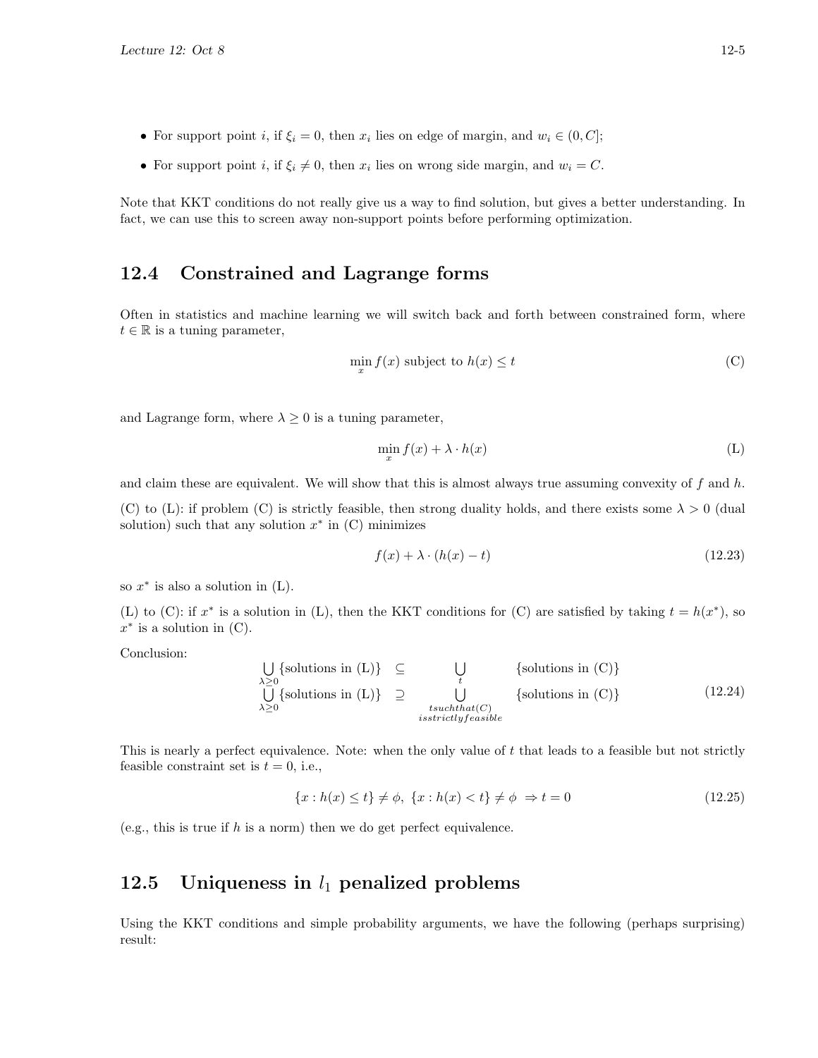- For support point $i$, if $\xi_i = 0$, then $x_i$ lies on edge of margin, and $w_i \in (0, C]$;
- For support point $i$, if $\xi_i \neq 0$, then $x_i$ lies on wrong side margin, and $w_i = C$.

Note that KKT conditions do not really give us a way to find solution, but gives a better understanding. In fact, we can use this to screen away non-support points before performing optimization.

## 12.4 Constrained and Lagrange forms

Often in statistics and machine learning we will switch back and forth between constrained form, where $t \in \mathbb{R}$ is a tuning parameter,

$$\min_x f(x) \text{ subject to } h(x) \leq t \tag{C}$$

and Lagrange form, where $\lambda \geq 0$ is a tuning parameter,

$$\min_x f(x) + \lambda \cdot h(x) \tag{L}$$

and claim these are equivalent. We will show that this is almost always true assuming convexity of $f$ and $h$.

(C) to (L): if problem (C) is strictly feasible, then strong duality holds, and there exists some $\lambda > 0$ (dual solution) such that any solution $x^*$ in (C) minimizes

$$f(x) + \lambda \cdot (h(x) - t) \tag{12.23}$$

so $x^*$ is also a solution in (L).

(L) to (C): if $x^*$ is a solution in (L), then the KKT conditions for (C) are satisfied by taking $t = h(x^*)$, so $x^*$ is a solution in (C).

Conclusion:

$$\begin{aligned}
\bigcup_{\lambda \geq 0} \{\text{solutions in (L)}\} \quad &\subseteq \quad \bigcup_{t} \quad \{\text{solutions in (C)}\} \\
\bigcup_{\lambda \geq 0} \{\text{solutions in (L)}\} \quad &\supseteq \quad \bigcup_{\substack{t such that (C) \\ is strictly feasible}} \quad \{\text{solutions in (C)}\}
\end{aligned} \tag{12.24}$$

This is nearly a perfect equivalence. Note: when the only value of $t$ that leads to a feasible but not strictly feasible constraint set is $t = 0$, i.e.,

$$\{x : h(x) \leq t\} \neq \phi, \ \{x : h(x) < t\} \neq \phi \ \Rightarrow t = 0 \tag{12.25}$$

(e.g., this is true if $h$ is a norm) then we do get perfect equivalence.

## 12.5 Uniqueness in $l_1$ penalized problems

Using the KKT conditions and simple probability arguments, we have the following (perhaps surprising) result: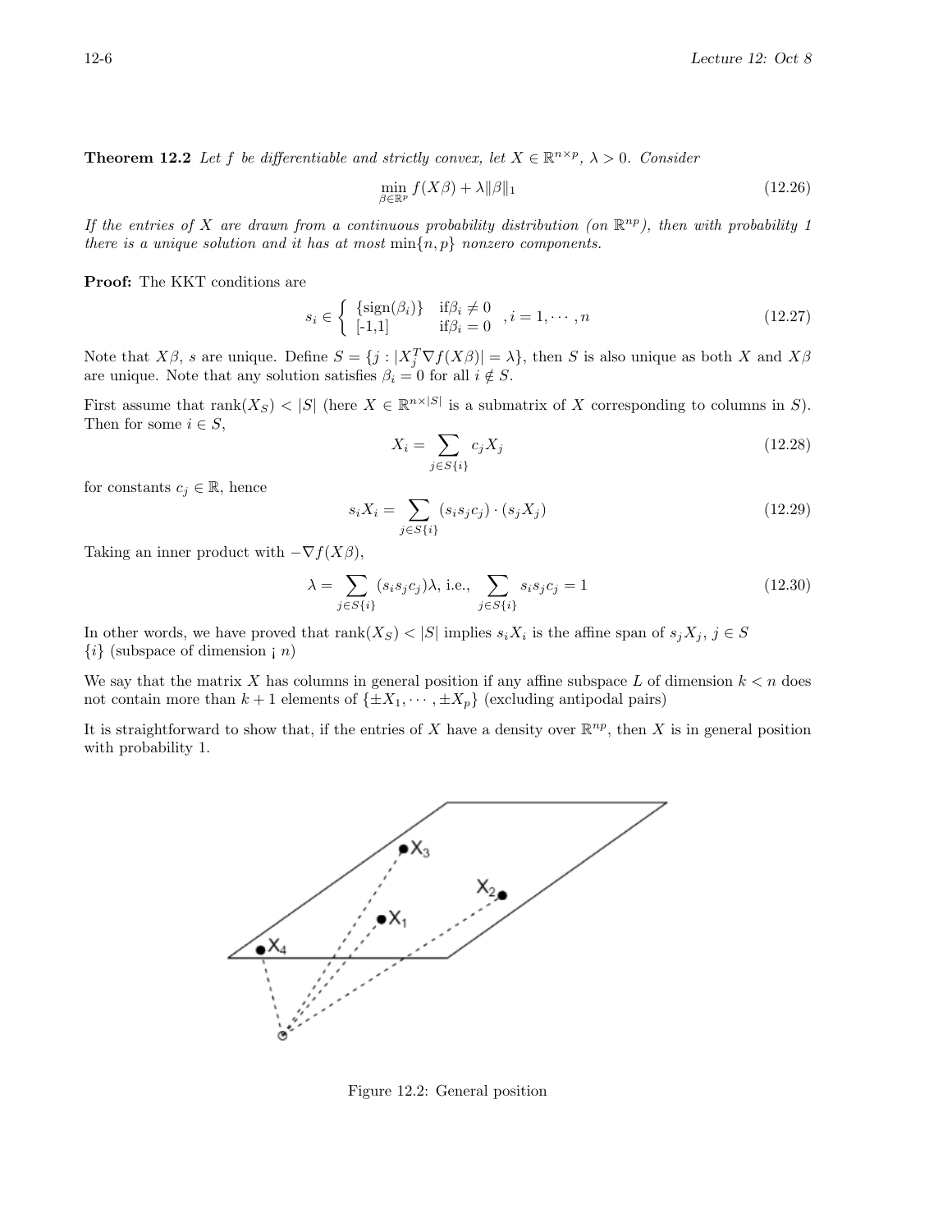**Theorem 12.2** *Let $f$ be differentiable and strictly convex, let $X \in \mathbb{R}^{n\times p}$, $\lambda > 0$. Consider*

$$\min_{\beta\in\mathbb{R}^p} f(X\beta) + \lambda\|\beta\|_1 \tag{12.26}$$

*If the entries of $X$ are drawn from a continuous probability distribution (on $\mathbb{R}^{np}$), then with probability 1 there is a unique solution and it has at most $\min\{n, p\}$ nonzero components.*

**Proof:** The KKT conditions are

$$s_i \in \begin{cases} \{\text{sign}(\beta_i)\} & \text{if} \beta_i \neq 0 \\ [-1,1] & \text{if} \beta_i = 0 \end{cases}, i = 1, \cdots, n \tag{12.27}$$

Note that $X\beta$, $s$ are unique. Define $S = \{j : |X_j^T \nabla f(X\beta)| = \lambda\}$, then $S$ is also unique as both $X$ and $X\beta$ are unique. Note that any solution satisfies $\beta_i = 0$ for all $i \notin S$.

First assume that $\text{rank}(X_S) < |S|$ (here $X \in \mathbb{R}^{n\times|S|}$ is a submatrix of $X$ corresponding to columns in $S$). Then for some $i \in S$,

$$X_i = \sum_{j\in S\{i\}} c_j X_j \tag{12.28}$$

for constants $c_j \in \mathbb{R}$, hence

$$s_i X_i = \sum_{j\in S\{i\}} (s_i s_j c_j) \cdot (s_j X_j) \tag{12.29}$$

Taking an inner product with $-\nabla f(X\beta)$,

$$\lambda = \sum_{j\in S\{i\}} (s_i s_j c_j)\lambda, \text{ i.e., } \sum_{j\in S\{i\}} s_i s_j c_j = 1 \tag{12.30}$$

In other words, we have proved that $\text{rank}(X_S) < |S|$ implies $s_i X_i$ is the affine span of $s_j X_j$, $j \in S$ $\{i\}$ (subspace of dimension ¡ $n$)

We say that the matrix $X$ has columns in general position if any affine subspace $L$ of dimension $k < n$ does not contain more than $k + 1$ elements of $\{\pm X_1, \cdots, \pm X_p\}$ (excluding antipodal pairs)

It is straightforward to show that, if the entries of $X$ have a density over $\mathbb{R}^{np}$, then $X$ is in general position with probability 1.

Figure 12.2: General position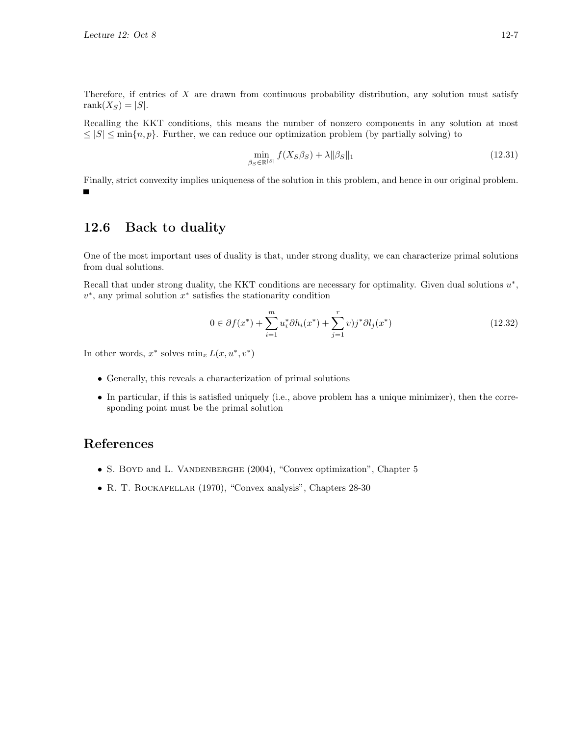Therefore, if entries of $X$ are drawn from continuous probability distribution, any solution must satisfy $\text{rank}(X_S) = |S|$.

Recalling the KKT conditions, this means the number of nonzero components in any solution at most $\leq |S| \leq \min\{n, p\}$. Further, we can reduce our optimization problem (by partially solving) to

$$\min_{\beta_S \in \mathbb{R}^{|S|}} f(X_S \beta_S) + \lambda \|\beta_S\|_1 \tag{12.31}$$

Finally, strict convexity implies uniqueness of the solution in this problem, and hence in our original problem. ■

## 12.6 Back to duality

One of the most important uses of duality is that, under strong duality, we can characterize primal solutions from dual solutions.

Recall that under strong duality, the KKT conditions are necessary for optimality. Given dual solutions $u^*$, $v^*$, any primal solution $x^*$ satisfies the stationarity condition

$$0 \in \partial f(x^*) + \sum_{i=1}^{m} u_i^* \partial h_i(x^*) + \sum_{j=1}^{r} v)j^* \partial l_j(x^*) \tag{12.32}$$

In other words, $x^*$ solves $\min_x L(x, u^*, v^*)$

- Generally, this reveals a characterization of primal solutions
- In particular, if this is satisfied uniquely (i.e., above problem has a unique minimizer), then the corresponding point must be the primal solution

## References

- S. Boyd and L. Vandenberghe (2004), "Convex optimization", Chapter 5
- R. T. Rockafellar (1970), "Convex analysis", Chapters 28-30